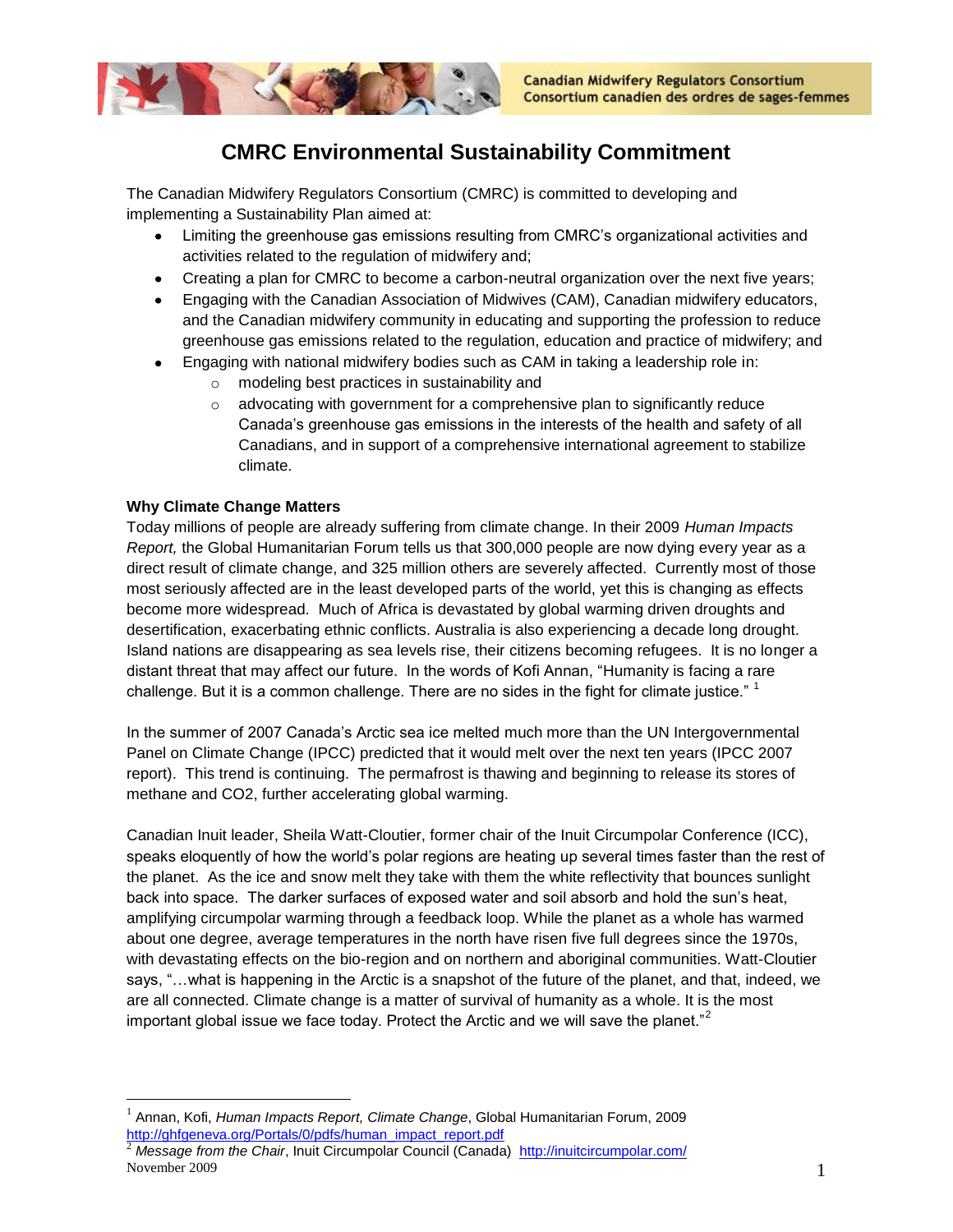# CMRC Environmental Sustainability Commitment

The Canadian Midwifery Regulators Consortium (CMRC) is committed to developing and implementing a Sustainability Plan aimed at:

- Limiting the greenhouse gas emissions resulting from CMRC's organizational activities and activities related to the regulation of midwifery and;
- Creating a plan for CMRC to become a carbon-neutral organization over the next five years;
- Engaging with the Canadian Association of Midwives (CAM), Canadian midwifery educators, and the Canadian midwifery community in educating and supporting the profession to reduce greenhouse gas emissions related to the regulation, education and practice of midwifery; and
- Engaging with national midwifery bodies such as CAM in taking a leadership role in:
  - modeling best practices in sustainability and
  - advocating with government for a comprehensive plan to significantly reduce Canada's greenhouse gas emissions in the interests of the health and safety of all Canadians, and in support of a comprehensive international agreement to stabilize climate.

**Why Climate Change Matters**

Today millions of people are already suffering from climate change. In their 2009 *Human Impacts Report,* the Global Humanitarian Forum tells us that 300,000 people are now dying every year as a direct result of climate change, and 325 million others are severely affected. Currently most of those most seriously affected are in the least developed parts of the world, yet this is changing as effects become more widespread. Much of Africa is devastated by global warming driven droughts and desertification, exacerbating ethnic conflicts. Australia is also experiencing a decade long drought. Island nations are disappearing as sea levels rise, their citizens becoming refugees. It is no longer a distant threat that may affect our future. In the words of Kofi Annan, "Humanity is facing a rare challenge. But it is a common challenge. There are no sides in the fight for climate justice." [1]

In the summer of 2007 Canada's Arctic sea ice melted much more than the UN Intergovernmental Panel on Climate Change (IPCC) predicted that it would melt over the next ten years (IPCC 2007 report). This trend is continuing. The permafrost is thawing and beginning to release its stores of methane and CO2, further accelerating global warming.

Canadian Inuit leader, Sheila Watt-Cloutier, former chair of the Inuit Circumpolar Conference (ICC), speaks eloquently of how the world's polar regions are heating up several times faster than the rest of the planet. As the ice and snow melt they take with them the white reflectivity that bounces sunlight back into space. The darker surfaces of exposed water and soil absorb and hold the sun's heat, amplifying circumpolar warming through a feedback loop. While the planet as a whole has warmed about one degree, average temperatures in the north have risen five full degrees since the 1970s, with devastating effects on the bio-region and on northern and aboriginal communities. Watt-Cloutier says, "…what is happening in the Arctic is a snapshot of the future of the planet, and that, indeed, we are all connected. Climate change is a matter of survival of humanity as a whole. It is the most important global issue we face today. Protect the Arctic and we will save the planet."[2]

---

[1] Annan, Kofi, *Human Impacts Report, Climate Change*, Global Humanitarian Forum, 2009 http://ghfgeneva.org/Portals/0/pdfs/human_impact_report.pdf

[2] *Message from the Chair*, Inuit Circumpolar Council (Canada) http://inuitcircumpolar.com/

November 2009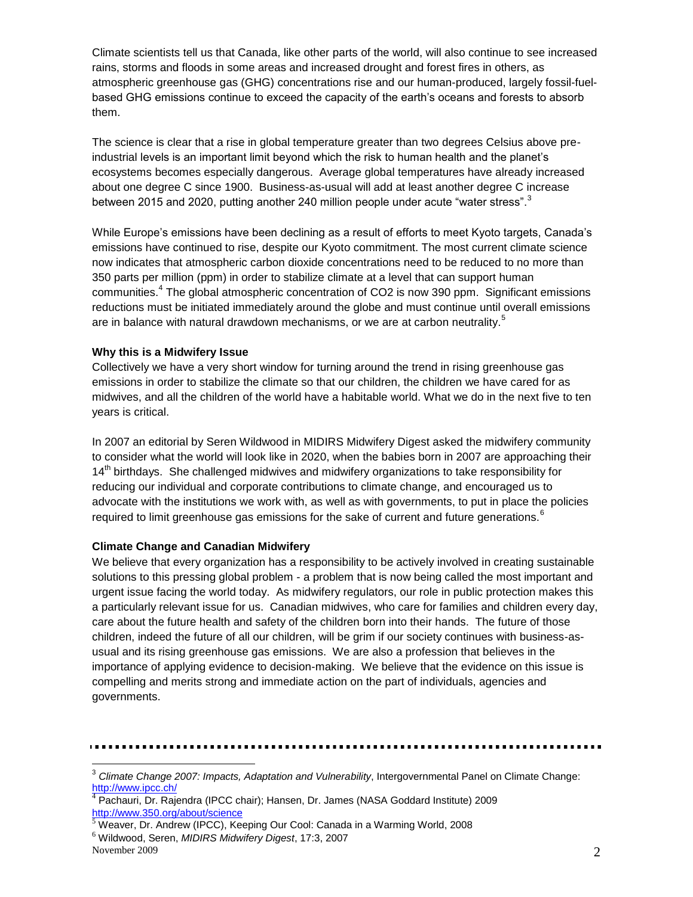Climate scientists tell us that Canada, like other parts of the world, will also continue to see increased rains, storms and floods in some areas and increased drought and forest fires in others, as atmospheric greenhouse gas (GHG) concentrations rise and our human-produced, largely fossil-fuel-based GHG emissions continue to exceed the capacity of the earth's oceans and forests to absorb them.

The science is clear that a rise in global temperature greater than two degrees Celsius above pre-industrial levels is an important limit beyond which the risk to human health and the planet's ecosystems becomes especially dangerous. Average global temperatures have already increased about one degree C since 1900. Business-as-usual will add at least another degree C increase between 2015 and 2020, putting another 240 million people under acute "water stress".[3]

While Europe's emissions have been declining as a result of efforts to meet Kyoto targets, Canada's emissions have continued to rise, despite our Kyoto commitment. The most current climate science now indicates that atmospheric carbon dioxide concentrations need to be reduced to no more than 350 parts per million (ppm) in order to stabilize climate at a level that can support human communities.[4] The global atmospheric concentration of $CO_2$ is now 390 ppm. Significant emissions reductions must be initiated immediately around the globe and must continue until overall emissions are in balance with natural drawdown mechanisms, or we are at carbon neutrality.[5]

**Why this is a Midwifery Issue**

Collectively we have a very short window for turning around the trend in rising greenhouse gas emissions in order to stabilize the climate so that our children, the children we have cared for as midwives, and all the children of the world have a habitable world. What we do in the next five to ten years is critical.

In 2007 an editorial by Seren Wildwood in MIDIRS Midwifery Digest asked the midwifery community to consider what the world will look like in 2020, when the babies born in 2007 are approaching their 14th birthdays. She challenged midwives and midwifery organizations to take responsibility for reducing our individual and corporate contributions to climate change, and encouraged us to advocate with the institutions we work with, as well as with governments, to put in place the policies required to limit greenhouse gas emissions for the sake of current and future generations.[6]

**Climate Change and Canadian Midwifery**

We believe that every organization has a responsibility to be actively involved in creating sustainable solutions to this pressing global problem - a problem that is now being called the most important and urgent issue facing the world today. As midwifery regulators, our role in public protection makes this a particularly relevant issue for us. Canadian midwives, who care for families and children every day, care about the future health and safety of the children born into their hands. The future of those children, indeed the future of all our children, will be grim if our society continues with business-as-usual and its rising greenhouse gas emissions. We are also a profession that believes in the importance of applying evidence to decision-making. We believe that the evidence on this issue is compelling and merits strong and immediate action on the part of individuals, agencies and governments.

---

[3] *Climate Change 2007: Impacts, Adaptation and Vulnerability*, Intergovernmental Panel on Climate Change: http://www.ipcc.ch/

[4] Pachauri, Dr. Rajendra (IPCC chair); Hansen, Dr. James (NASA Goddard Institute) 2009 http://www.350.org/about/science

[5] Weaver, Dr. Andrew (IPCC), Keeping Our Cool: Canada in a Warming World, 2008

[6] Wildwood, Seren, *MIDIRS Midwifery Digest*, 17:3, 2007

November 2009